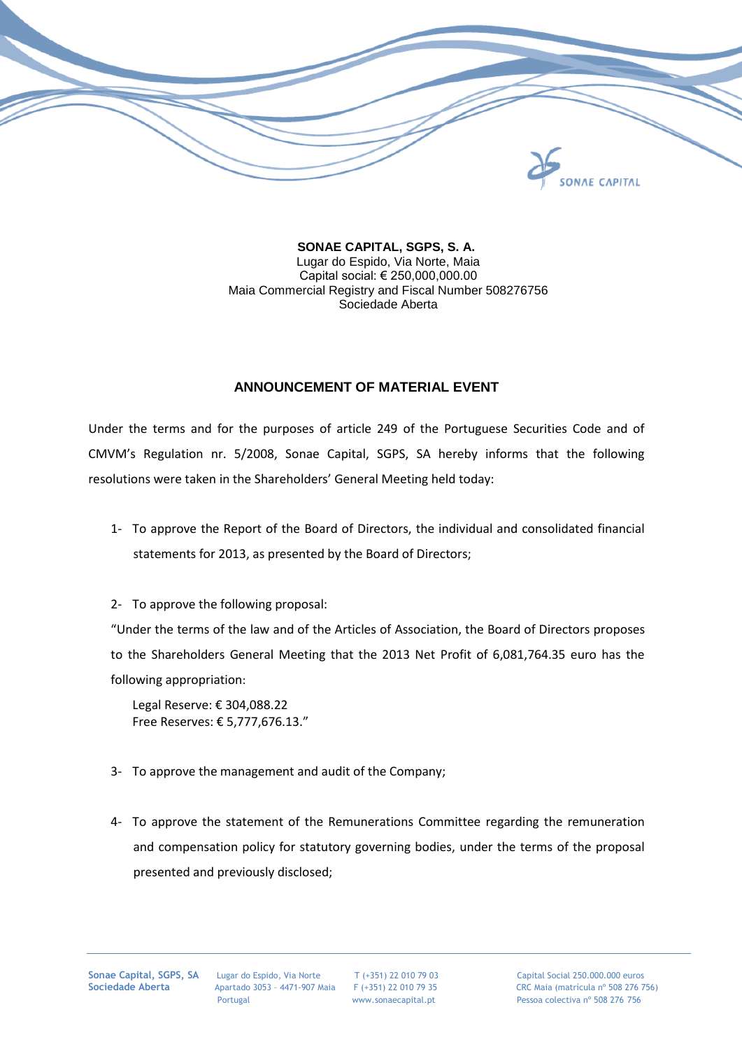**SONAE CAPITAL, SGPS, S. A.**
Lugar do Espido, Via Norte, Maia
Capital social: € 250,000,000.00
Maia Commercial Registry and Fiscal Number 508276756
Sociedade Aberta

## ANNOUNCEMENT OF MATERIAL EVENT

Under the terms and for the purposes of article 249 of the Portuguese Securities Code and of CMVM's Regulation nr. 5/2008, Sonae Capital, SGPS, SA hereby informs that the following resolutions were taken in the Shareholders' General Meeting held today:

1- To approve the Report of the Board of Directors, the individual and consolidated financial statements for 2013, as presented by the Board of Directors;

2- To approve the following proposal:

"Under the terms of the law and of the Articles of Association, the Board of Directors proposes to the Shareholders General Meeting that the 2013 Net Profit of 6,081,764.35 euro has the following appropriation:

Legal Reserve: € 304,088.22
Free Reserves: € 5,777,676.13."

3- To approve the management and audit of the Company;

4- To approve the statement of the Remunerations Committee regarding the remuneration and compensation policy for statutory governing bodies, under the terms of the proposal presented and previously disclosed;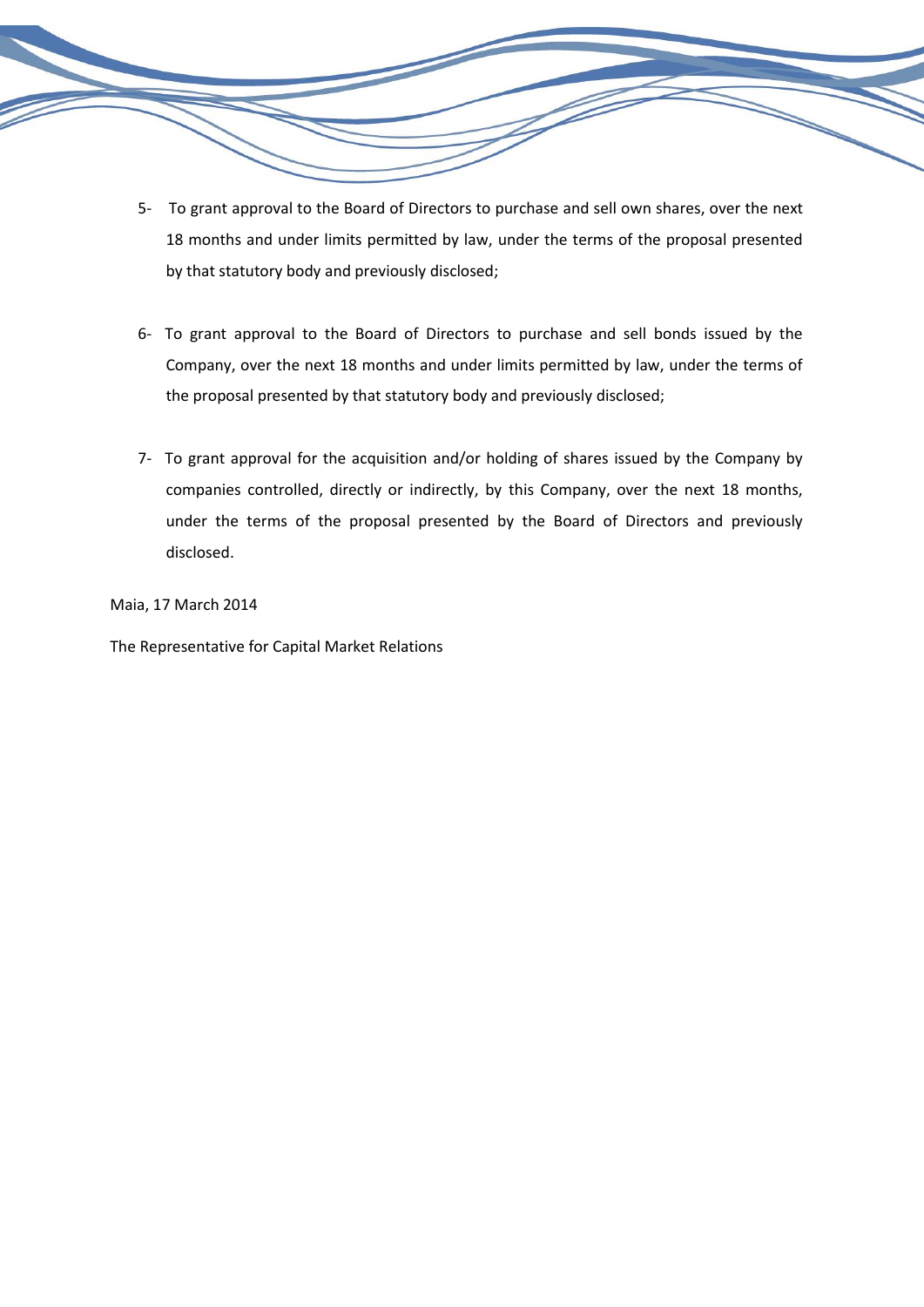5- To grant approval to the Board of Directors to purchase and sell own shares, over the next 18 months and under limits permitted by law, under the terms of the proposal presented by that statutory body and previously disclosed;

6- To grant approval to the Board of Directors to purchase and sell bonds issued by the Company, over the next 18 months and under limits permitted by law, under the terms of the proposal presented by that statutory body and previously disclosed;

7- To grant approval for the acquisition and/or holding of shares issued by the Company by companies controlled, directly or indirectly, by this Company, over the next 18 months, under the terms of the proposal presented by the Board of Directors and previously disclosed.

Maia, 17 March 2014

The Representative for Capital Market Relations